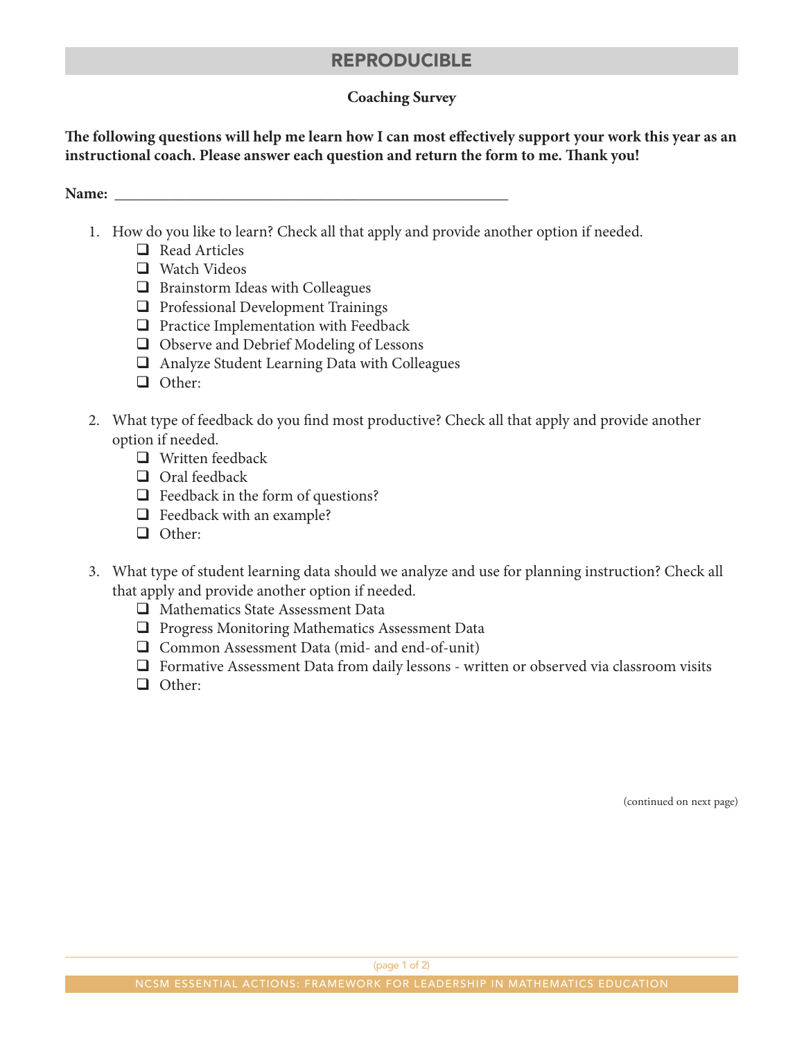## REPRODUCIBLE

### Coaching Survey

**The following questions will help me learn how I can most effectively support your work this year as an instructional coach. Please answer each question and return the form to me. Thank you!**

**Name:** ___________________________________________________

1. How do you like to learn? Check all that apply and provide another option if needed.
   - [ ] Read Articles
   - [ ] Watch Videos
   - [ ] Brainstorm Ideas with Colleagues
   - [ ] Professional Development Trainings
   - [ ] Practice Implementation with Feedback
   - [ ] Observe and Debrief Modeling of Lessons
   - [ ] Analyze Student Learning Data with Colleagues
   - [ ] Other:

2. What type of feedback do you find most productive? Check all that apply and provide another option if needed.
   - [ ] Written feedback
   - [ ] Oral feedback
   - [ ] Feedback in the form of questions?
   - [ ] Feedback with an example?
   - [ ] Other:

3. What type of student learning data should we analyze and use for planning instruction? Check all that apply and provide another option if needed.
   - [ ] Mathematics State Assessment Data
   - [ ] Progress Monitoring Mathematics Assessment Data
   - [ ] Common Assessment Data (mid- and end-of-unit)
   - [ ] Formative Assessment Data from daily lessons - written or observed via classroom visits
   - [ ] Other:

(continued on next page)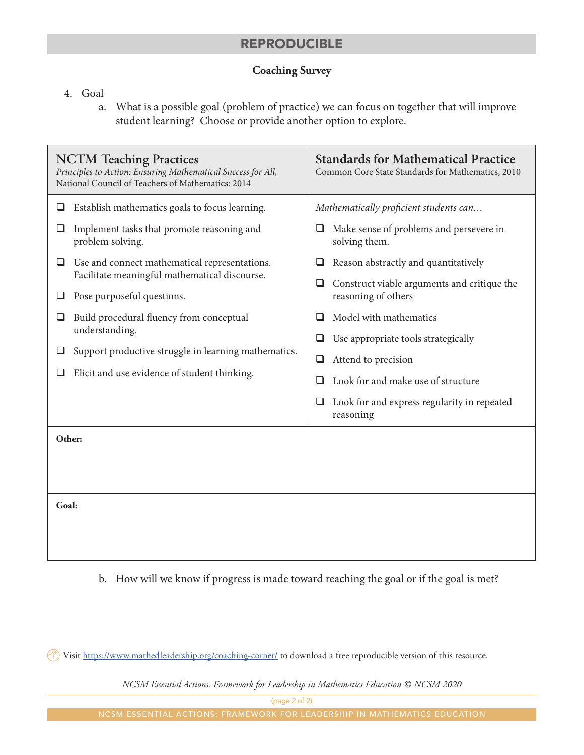REPRODUCIBLE

**Coaching Survey**

4. Goal
   a. What is a possible goal (problem of practice) we can focus on together that will improve student learning? Choose or provide another option to explore.

| **NCTM Teaching Practices** *Principles to Action: Ensuring Mathematical Success for All,* National Council of Teachers of Mathematics: 2014 | **Standards for Mathematical Practice** Common Core State Standards for Mathematics, 2010 |
|---|---|
| ❑ Establish mathematics goals to focus learning. | *Mathematically proficient students can…* |
| ❑ Implement tasks that promote reasoning and problem solving. | ❑ Make sense of problems and persevere in solving them. |
| ❑ Use and connect mathematical representations. Facilitate meaningful mathematical discourse. | ❑ Reason abstractly and quantitatively |
| ❑ Pose purposeful questions. | ❑ Construct viable arguments and critique the reasoning of others |
| ❑ Build procedural fluency from conceptual understanding. | ❑ Model with mathematics |
| ❑ Support productive struggle in learning mathematics. | ❑ Use appropriate tools strategically |
| ❑ Elicit and use evidence of student thinking. | ❑ Attend to precision |
| | ❑ Look for and make use of structure |
| | ❑ Look for and express regularity in repeated reasoning |

**Other:**

**Goal:**

   b. How will we know if progress is made toward reaching the goal or if the goal is met?

Visit https://www.mathedleadership.org/coaching-corner/ to download a free reproducible version of this resource.

*NCSM Essential Actions: Framework for Leadership in Mathematics Education* © NCSM 2020